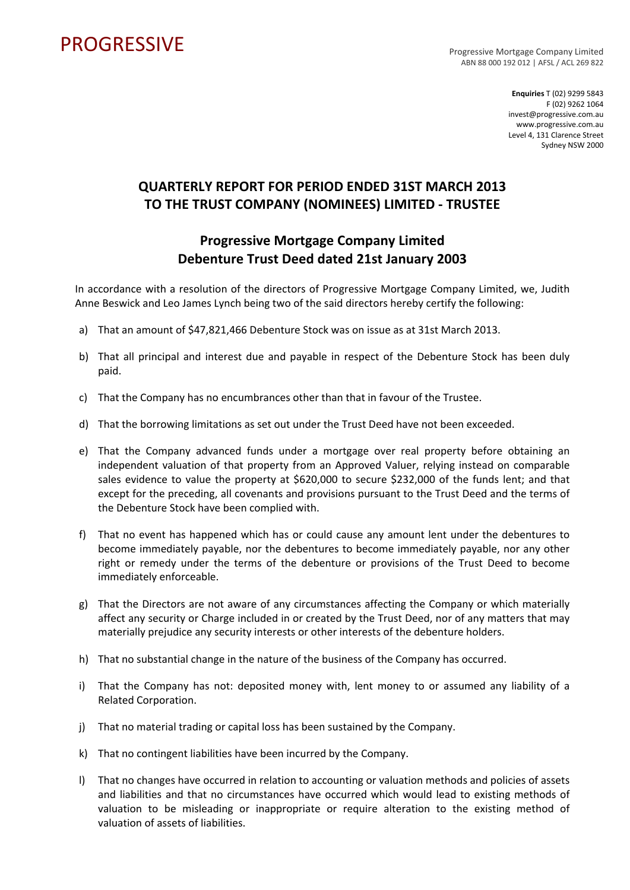# PROGRESSIVE

Progressive Mortgage Company Limited
ABN 88 000 192 012 | AFSL / ACL 269 822

**Enquiries** T (02) 9299 5843
F (02) 9262 1064
invest@progressive.com.au
www.progressive.com.au
Level 4, 131 Clarence Street
Sydney NSW 2000

## QUARTERLY REPORT FOR PERIOD ENDED 31ST MARCH 2013 TO THE TRUST COMPANY (NOMINEES) LIMITED - TRUSTEE

## Progressive Mortgage Company Limited Debenture Trust Deed dated 21st January 2003

In accordance with a resolution of the directors of Progressive Mortgage Company Limited, we, Judith Anne Beswick and Leo James Lynch being two of the said directors hereby certify the following:

a) That an amount of $47,821,466 Debenture Stock was on issue as at 31st March 2013.

b) That all principal and interest due and payable in respect of the Debenture Stock has been duly paid.

c) That the Company has no encumbrances other than that in favour of the Trustee.

d) That the borrowing limitations as set out under the Trust Deed have not been exceeded.

e) That the Company advanced funds under a mortgage over real property before obtaining an independent valuation of that property from an Approved Valuer, relying instead on comparable sales evidence to value the property at $620,000 to secure $232,000 of the funds lent; and that except for the preceding, all covenants and provisions pursuant to the Trust Deed and the terms of the Debenture Stock have been complied with.

f) That no event has happened which has or could cause any amount lent under the debentures to become immediately payable, nor the debentures to become immediately payable, nor any other right or remedy under the terms of the debenture or provisions of the Trust Deed to become immediately enforceable.

g) That the Directors are not aware of any circumstances affecting the Company or which materially affect any security or Charge included in or created by the Trust Deed, nor of any matters that may materially prejudice any security interests or other interests of the debenture holders.

h) That no substantial change in the nature of the business of the Company has occurred.

i) That the Company has not: deposited money with, lent money to or assumed any liability of a Related Corporation.

j) That no material trading or capital loss has been sustained by the Company.

k) That no contingent liabilities have been incurred by the Company.

l) That no changes have occurred in relation to accounting or valuation methods and policies of assets and liabilities and that no circumstances have occurred which would lead to existing methods of valuation to be misleading or inappropriate or require alteration to the existing method of valuation of assets of liabilities.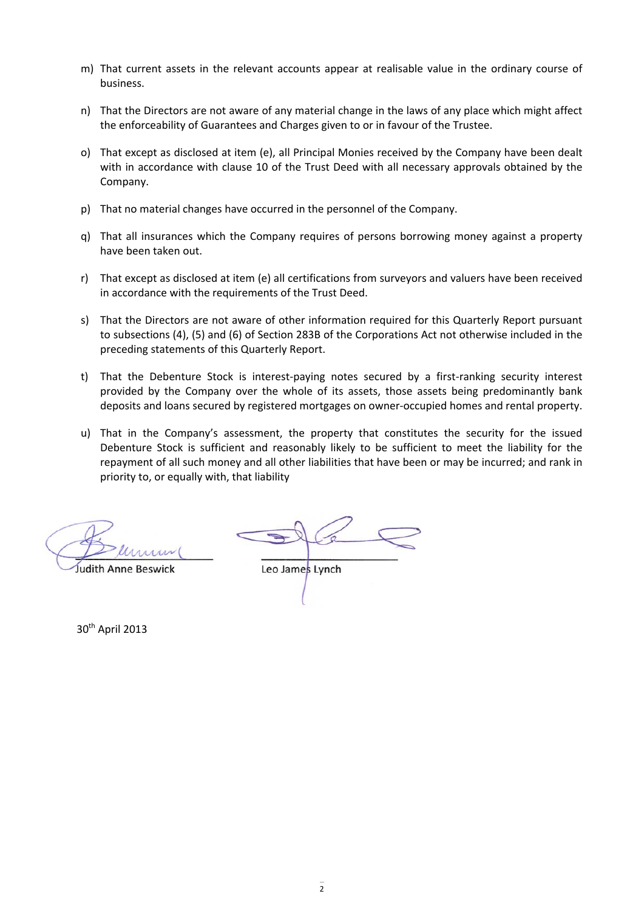m) That current assets in the relevant accounts appear at realisable value in the ordinary course of business.

n) That the Directors are not aware of any material change in the laws of any place which might affect the enforceability of Guarantees and Charges given to or in favour of the Trustee.

o) That except as disclosed at item (e), all Principal Monies received by the Company have been dealt with in accordance with clause 10 of the Trust Deed with all necessary approvals obtained by the Company.

p) That no material changes have occurred in the personnel of the Company.

q) That all insurances which the Company requires of persons borrowing money against a property have been taken out.

r) That except as disclosed at item (e) all certifications from surveyors and valuers have been received in accordance with the requirements of the Trust Deed.

s) That the Directors are not aware of other information required for this Quarterly Report pursuant to subsections (4), (5) and (6) of Section 283B of the Corporations Act not otherwise included in the preceding statements of this Quarterly Report.

t) That the Debenture Stock is interest-paying notes secured by a first-ranking security interest provided by the Company over the whole of its assets, those assets being predominantly bank deposits and loans secured by registered mortgages on owner-occupied homes and rental property.

u) That in the Company's assessment, the property that constitutes the security for the issued Debenture Stock is sufficient and reasonably likely to be sufficient to meet the liability for the repayment of all such money and all other liabilities that have been or may be incurred; and rank in priority to, or equally with, that liability

Judith Anne Beswick

Leo James Lynch

30th April 2013